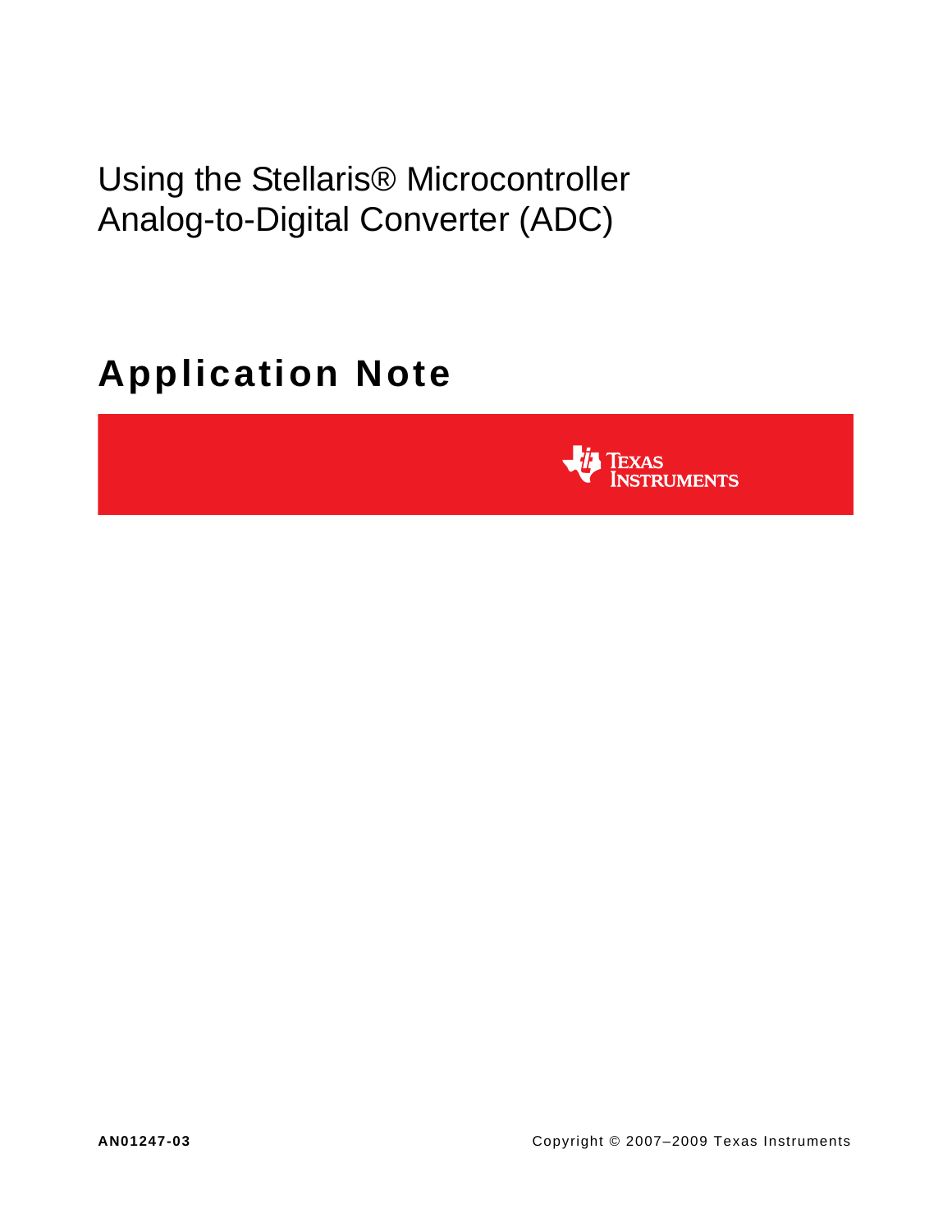# Using the Stellaris® Microcontroller Analog-to-Digital Converter (ADC)

## Application Note

TEXAS INSTRUMENTS

**AN01247-03**

Copyright © 2007–2009 Texas Instruments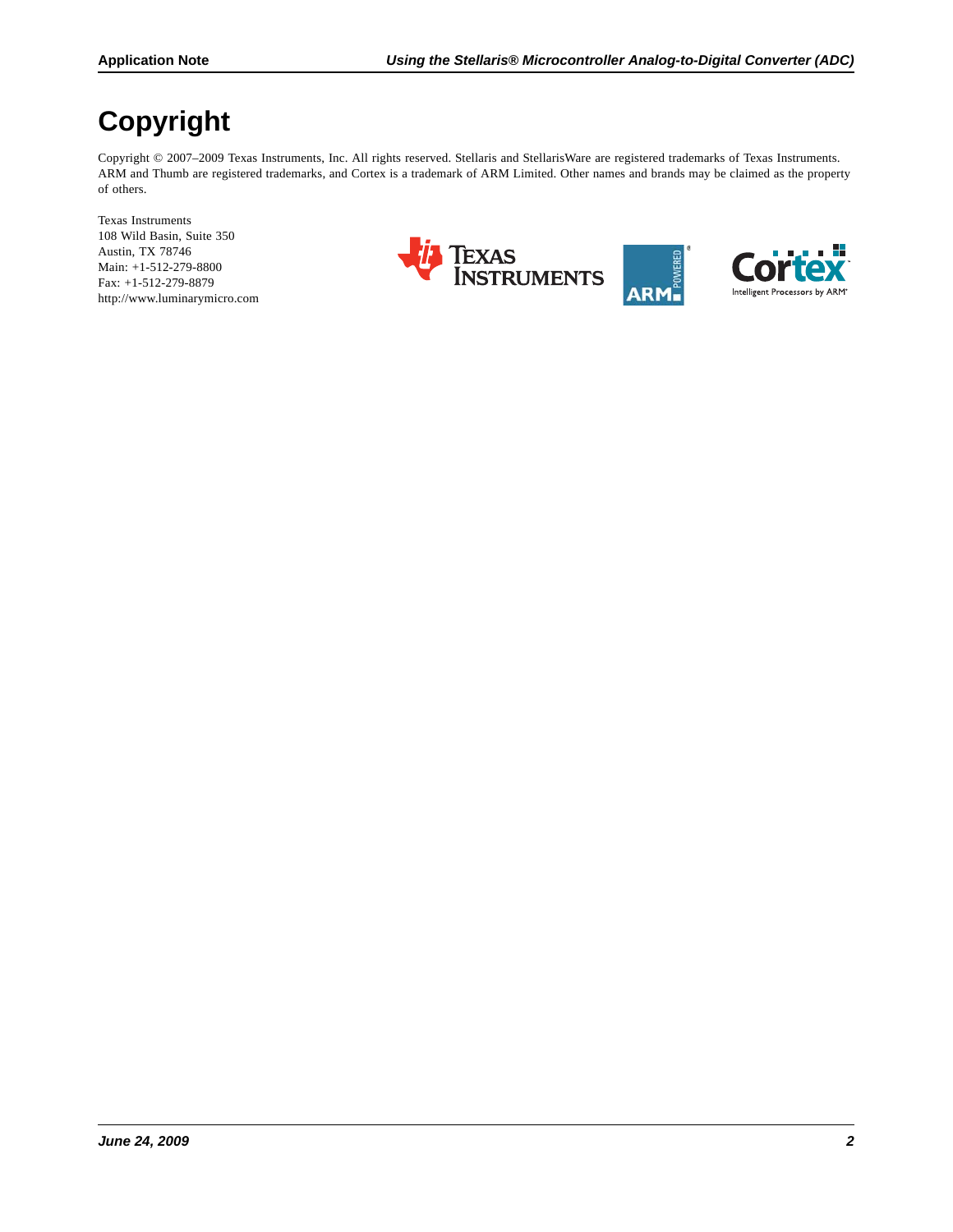# Copyright

Copyright © 2007–2009 Texas Instruments, Inc. All rights reserved. Stellaris and StellarisWare are registered trademarks of Texas Instruments. ARM and Thumb are registered trademarks, and Cortex is a trademark of ARM Limited. Other names and brands may be claimed as the property of others.

Texas Instruments
108 Wild Basin, Suite 350
Austin, TX 78746
Main: +1-512-279-8800
Fax: +1-512-279-8879
http://www.luminarymicro.com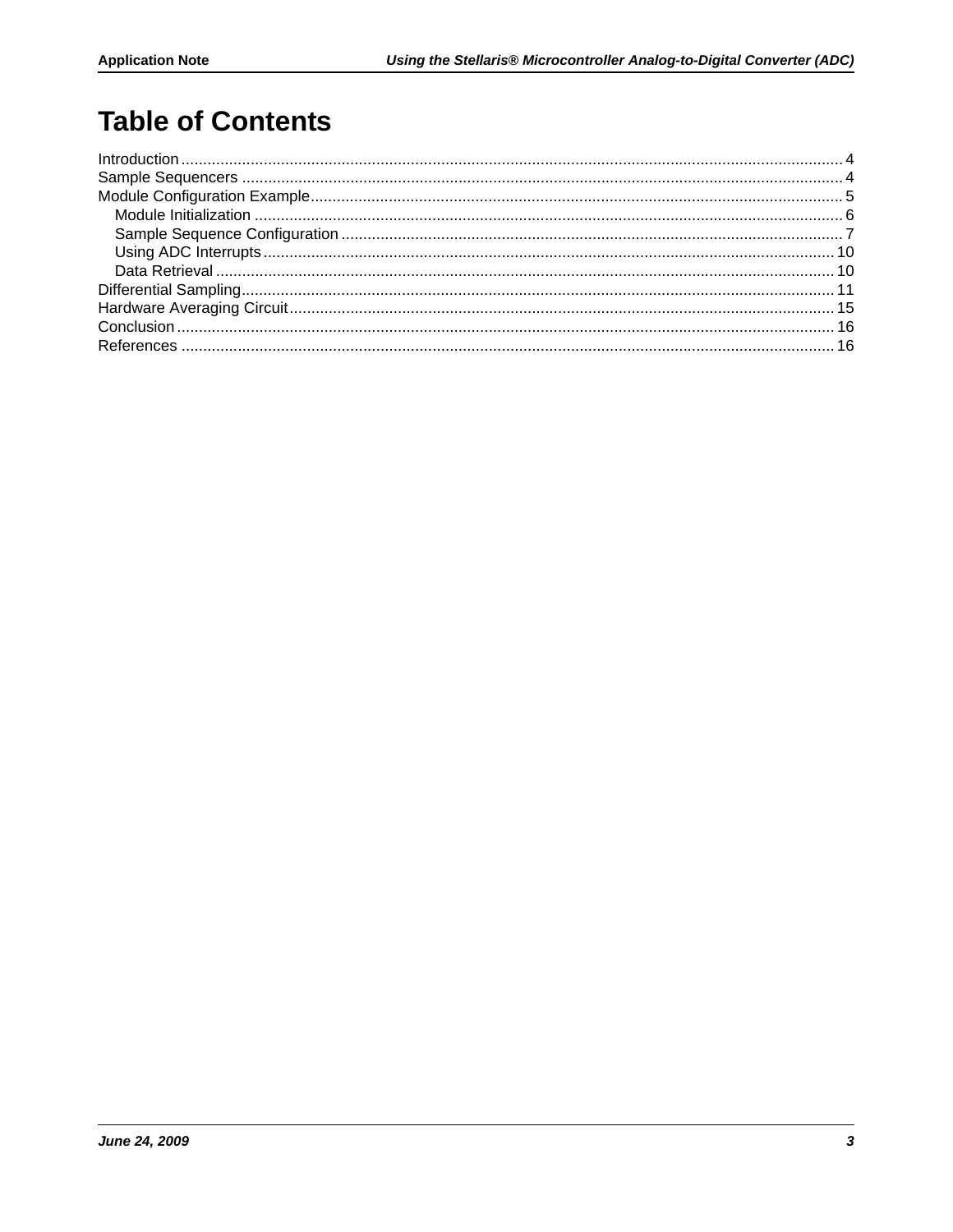# Table of Contents

Introduction ........................................................................................................................................... 4
Sample Sequencers ............................................................................................................................. 4
Module Configuration Example............................................................................................................. 5
    Module Initialization ......................................................................................................................... 6
    Sample Sequence Configuration ..................................................................................................... 7
    Using ADC Interrupts ..................................................................................................................... 10
    Data Retrieval ................................................................................................................................ 10
Differential Sampling........................................................................................................................... 11
Hardware Averaging Circuit ................................................................................................................ 15
Conclusion .......................................................................................................................................... 16
References .......................................................................................................................................... 16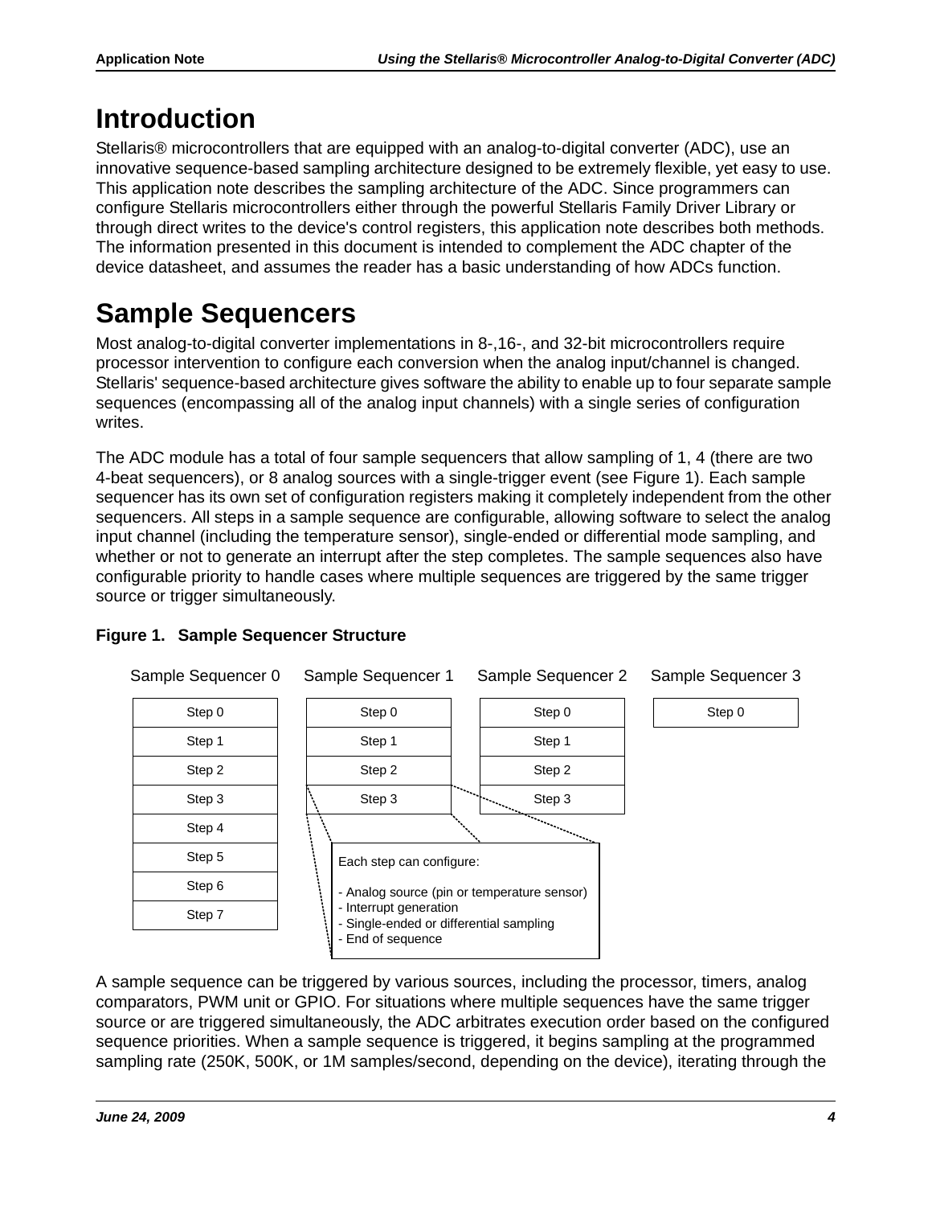# Introduction

Stellaris® microcontrollers that are equipped with an analog-to-digital converter (ADC), use an innovative sequence-based sampling architecture designed to be extremely flexible, yet easy to use. This application note describes the sampling architecture of the ADC. Since programmers can configure Stellaris microcontrollers either through the powerful Stellaris Family Driver Library or through direct writes to the device's control registers, this application note describes both methods. The information presented in this document is intended to complement the ADC chapter of the device datasheet, and assumes the reader has a basic understanding of how ADCs function.

# Sample Sequencers

Most analog-to-digital converter implementations in 8-,16-, and 32-bit microcontrollers require processor intervention to configure each conversion when the analog input/channel is changed. Stellaris' sequence-based architecture gives software the ability to enable up to four separate sample sequences (encompassing all of the analog input channels) with a single series of configuration writes.

The ADC module has a total of four sample sequencers that allow sampling of 1, 4 (there are two 4-beat sequencers), or 8 analog sources with a single-trigger event (see Figure 1). Each sample sequencer has its own set of configuration registers making it completely independent from the other sequencers. All steps in a sample sequence are configurable, allowing software to select the analog input channel (including the temperature sensor), single-ended or differential mode sampling, and whether or not to generate an interrupt after the step completes. The sample sequences also have configurable priority to handle cases where multiple sequences are triggered by the same trigger source or trigger simultaneously.

**Figure 1. Sample Sequencer Structure**

| Sample Sequencer 0 | Sample Sequencer 1 | Sample Sequencer 2 | Sample Sequencer 3 |
| --- | --- | --- | --- |
| Step 0 | Step 0 | Step 0 | Step 0 |
| Step 1 | Step 1 | Step 1 | |
| Step 2 | Step 2 | Step 2 | |
| Step 3 | Step 3 | Step 3 | |
| Step 4 | | | |
| Step 5 | | | |
| Step 6 | | | |
| Step 7 | | | |

Each step can configure:

- Analog source (pin or temperature sensor)
- Interrupt generation
- Single-ended or differential sampling
- End of sequence

A sample sequence can be triggered by various sources, including the processor, timers, analog comparators, PWM unit or GPIO. For situations where multiple sequences have the same trigger source or are triggered simultaneously, the ADC arbitrates execution order based on the configured sequence priorities. When a sample sequence is triggered, it begins sampling at the programmed sampling rate (250K, 500K, or 1M samples/second, depending on the device), iterating through the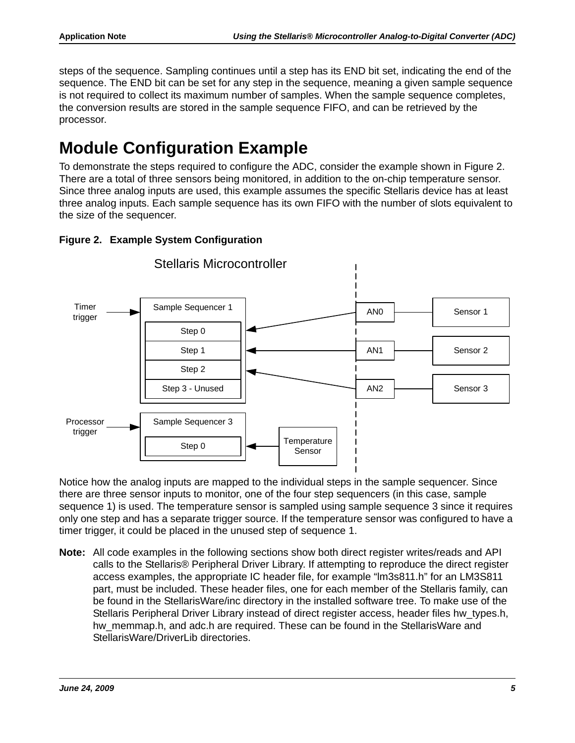steps of the sequence. Sampling continues until a step has its END bit set, indicating the end of the sequence. The END bit can be set for any step in the sequence, meaning a given sample sequence is not required to collect its maximum number of samples. When the sample sequence completes, the conversion results are stored in the sample sequence FIFO, and can be retrieved by the processor.

# Module Configuration Example

To demonstrate the steps required to configure the ADC, consider the example shown in Figure 2. There are a total of three sensors being monitored, in addition to the on-chip temperature sensor. Since three analog inputs are used, this example assumes the specific Stellaris device has at least three analog inputs. Each sample sequence has its own FIFO with the number of slots equivalent to the size of the sequencer.

**Figure 2. Example System Configuration**

Notice how the analog inputs are mapped to the individual steps in the sample sequencer. Since there are three sensor inputs to monitor, one of the four step sequencers (in this case, sample sequence 1) is used. The temperature sensor is sampled using sample sequence 3 since it requires only one step and has a separate trigger source. If the temperature sensor was configured to have a timer trigger, it could be placed in the unused step of sequence 1.

**Note:** All code examples in the following sections show both direct register writes/reads and API calls to the Stellaris® Peripheral Driver Library. If attempting to reproduce the direct register access examples, the appropriate IC header file, for example “lm3s811.h” for an LM3S811 part, must be included. These header files, one for each member of the Stellaris family, can be found in the StellarisWare/inc directory in the installed software tree. To make use of the Stellaris Peripheral Driver Library instead of direct register access, header files hw_types.h, hw_memmap.h, and adc.h are required. These can be found in the StellarisWare and StellarisWare/DriverLib directories.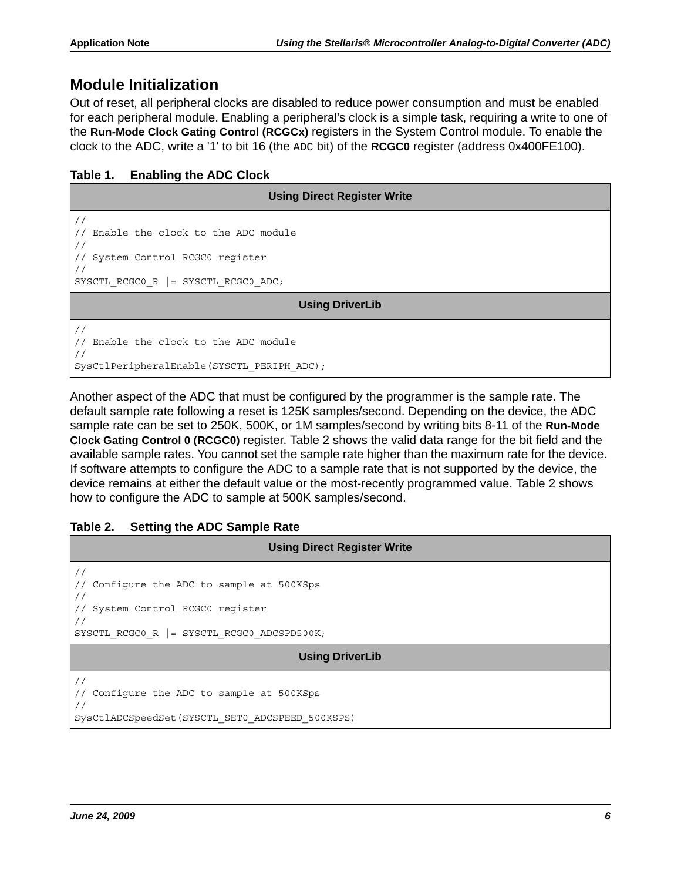## Module Initialization

Out of reset, all peripheral clocks are disabled to reduce power consumption and must be enabled for each peripheral module. Enabling a peripheral's clock is a simple task, requiring a write to one of the **Run-Mode Clock Gating Control (RCGCx)** registers in the System Control module. To enable the clock to the ADC, write a '1' to bit 16 (the `ADC` bit) of the **RCGC0** register (address 0x400FE100).

**Table 1. Enabling the ADC Clock**

**Using Direct Register Write**

```
//
// Enable the clock to the ADC module
//
// System Control RCGC0 register
//
SYSCTL_RCGC0_R |= SYSCTL_RCGC0_ADC;
```

**Using DriverLib**

```
//
// Enable the clock to the ADC module
//
SysCtlPeripheralEnable(SYSCTL_PERIPH_ADC);
```

Another aspect of the ADC that must be configured by the programmer is the sample rate. The default sample rate following a reset is 125K samples/second. Depending on the device, the ADC sample rate can be set to 250K, 500K, or 1M samples/second by writing bits 8-11 of the **Run-Mode Clock Gating Control 0 (RCGC0)** register. Table 2 shows the valid data range for the bit field and the available sample rates. You cannot set the sample rate higher than the maximum rate for the device. If software attempts to configure the ADC to a sample rate that is not supported by the device, the device remains at either the default value or the most-recently programmed value. Table 2 shows how to configure the ADC to sample at 500K samples/second.

**Table 2. Setting the ADC Sample Rate**

**Using Direct Register Write**

```
//
// Configure the ADC to sample at 500KSps
//
// System Control RCGC0 register
//
SYSCTL_RCGC0_R |= SYSCTL_RCGC0_ADCSPD500K;
```

**Using DriverLib**

```
//
// Configure the ADC to sample at 500KSps
//
SysCtlADCSpeedSet(SYSCTL_SET0_ADCSPEED_500KSPS)
```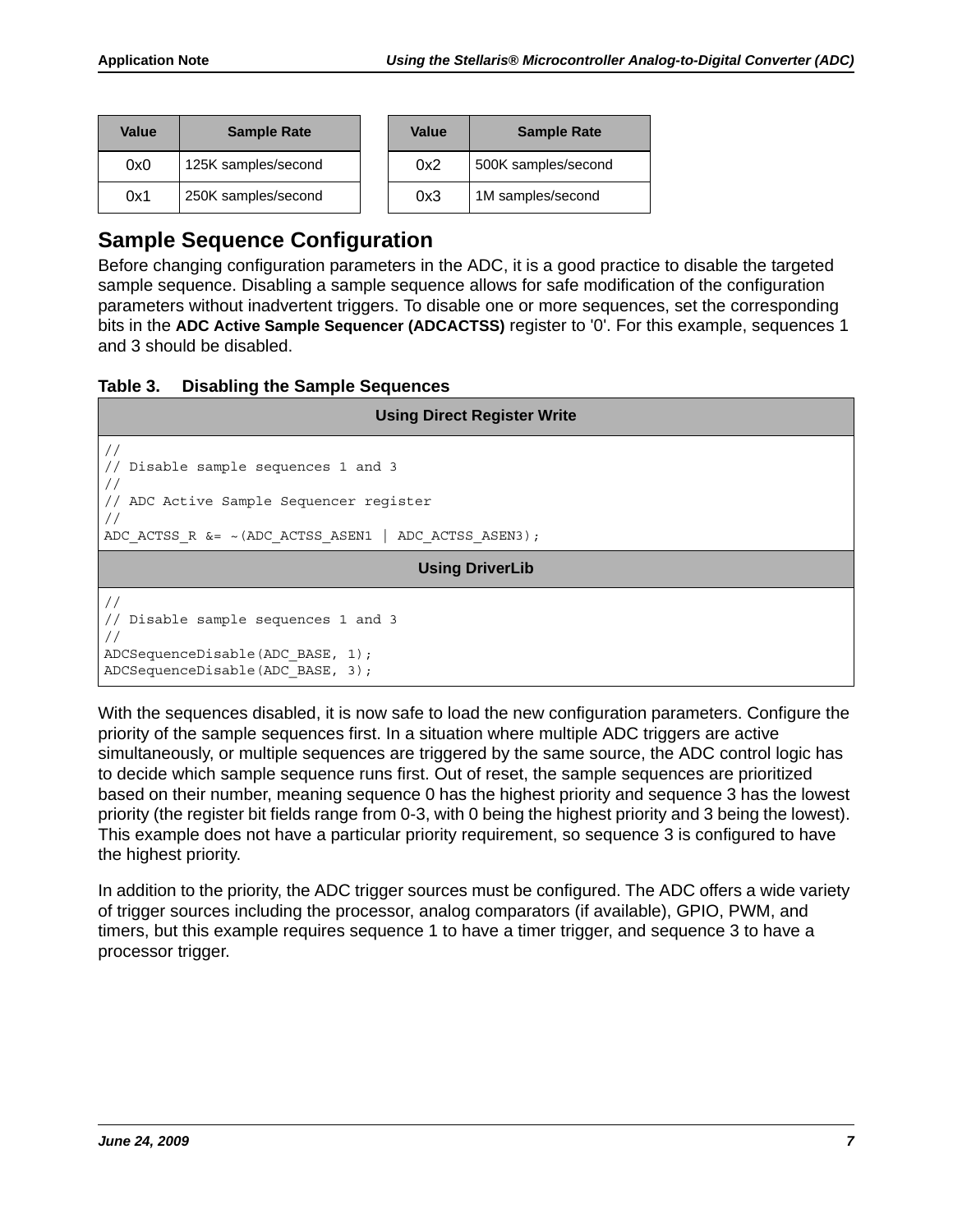| Value | Sample Rate |
|---|---|
| 0x0 | 125K samples/second |
| 0x1 | 250K samples/second |

| Value | Sample Rate |
|---|---|
| 0x2 | 500K samples/second |
| 0x3 | 1M samples/second |

## Sample Sequence Configuration

Before changing configuration parameters in the ADC, it is a good practice to disable the targeted sample sequence. Disabling a sample sequence allows for safe modification of the configuration parameters without inadvertent triggers. To disable one or more sequences, set the corresponding bits in the **ADC Active Sample Sequencer (ADCACTSS)** register to '0'. For this example, sequences 1 and 3 should be disabled.

**Table 3. Disabling the Sample Sequences**

**Using Direct Register Write**

```
//
// Disable sample sequences 1 and 3
//
// ADC Active Sample Sequencer register
//
ADC_ACTSS_R &= ~(ADC_ACTSS_ASEN1 | ADC_ACTSS_ASEN3);
```

**Using DriverLib**

```
//
// Disable sample sequences 1 and 3
//
ADCSequenceDisable(ADC_BASE, 1);
ADCSequenceDisable(ADC_BASE, 3);
```

With the sequences disabled, it is now safe to load the new configuration parameters. Configure the priority of the sample sequences first. In a situation where multiple ADC triggers are active simultaneously, or multiple sequences are triggered by the same source, the ADC control logic has to decide which sample sequence runs first. Out of reset, the sample sequences are prioritized based on their number, meaning sequence 0 has the highest priority and sequence 3 has the lowest priority (the register bit fields range from 0-3, with 0 being the highest priority and 3 being the lowest). This example does not have a particular priority requirement, so sequence 3 is configured to have the highest priority.

In addition to the priority, the ADC trigger sources must be configured. The ADC offers a wide variety of trigger sources including the processor, analog comparators (if available), GPIO, PWM, and timers, but this example requires sequence 1 to have a timer trigger, and sequence 3 to have a processor trigger.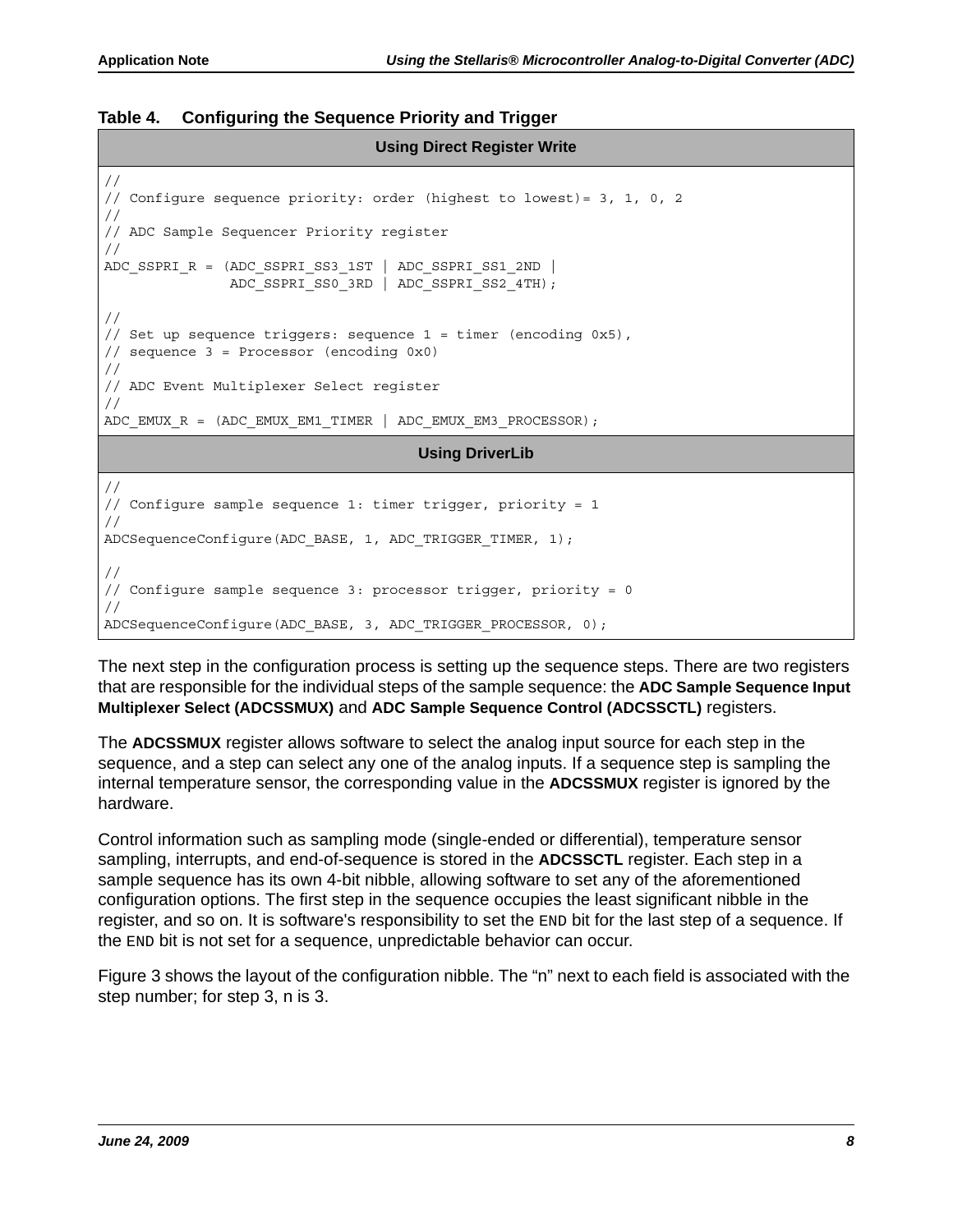**Table 4. Configuring the Sequence Priority and Trigger**

**Using Direct Register Write**

```
//
// Configure sequence priority: order (highest to lowest)= 3, 1, 0, 2
//
// ADC Sample Sequencer Priority register
//
ADC_SSPRI_R = (ADC_SSPRI_SS3_1ST | ADC_SSPRI_SS1_2ND |
               ADC_SSPRI_SS0_3RD | ADC_SSPRI_SS2_4TH);

//
// Set up sequence triggers: sequence 1 = timer (encoding 0x5),
// sequence 3 = Processor (encoding 0x0)
//
// ADC Event Multiplexer Select register
//
ADC_EMUX_R = (ADC_EMUX_EM1_TIMER | ADC_EMUX_EM3_PROCESSOR);
```

**Using DriverLib**

```
//
// Configure sample sequence 1: timer trigger, priority = 1
//
ADCSequenceConfigure(ADC_BASE, 1, ADC_TRIGGER_TIMER, 1);

//
// Configure sample sequence 3: processor trigger, priority = 0
//
ADCSequenceConfigure(ADC_BASE, 3, ADC_TRIGGER_PROCESSOR, 0);
```

The next step in the configuration process is setting up the sequence steps. There are two registers that are responsible for the individual steps of the sample sequence: the **ADC Sample Sequence Input Multiplexer Select (ADCSSMUX)** and **ADC Sample Sequence Control (ADCSSCTL)** registers.

The **ADCSSMUX** register allows software to select the analog input source for each step in the sequence, and a step can select any one of the analog inputs. If a sequence step is sampling the internal temperature sensor, the corresponding value in the **ADCSSMUX** register is ignored by the hardware.

Control information such as sampling mode (single-ended or differential), temperature sensor sampling, interrupts, and end-of-sequence is stored in the **ADCSSCTL** register. Each step in a sample sequence has its own 4-bit nibble, allowing software to set any of the aforementioned configuration options. The first step in the sequence occupies the least significant nibble in the register, and so on. It is software's responsibility to set the `END` bit for the last step of a sequence. If the `END` bit is not set for a sequence, unpredictable behavior can occur.

Figure 3 shows the layout of the configuration nibble. The "n" next to each field is associated with the step number; for step 3, n is 3.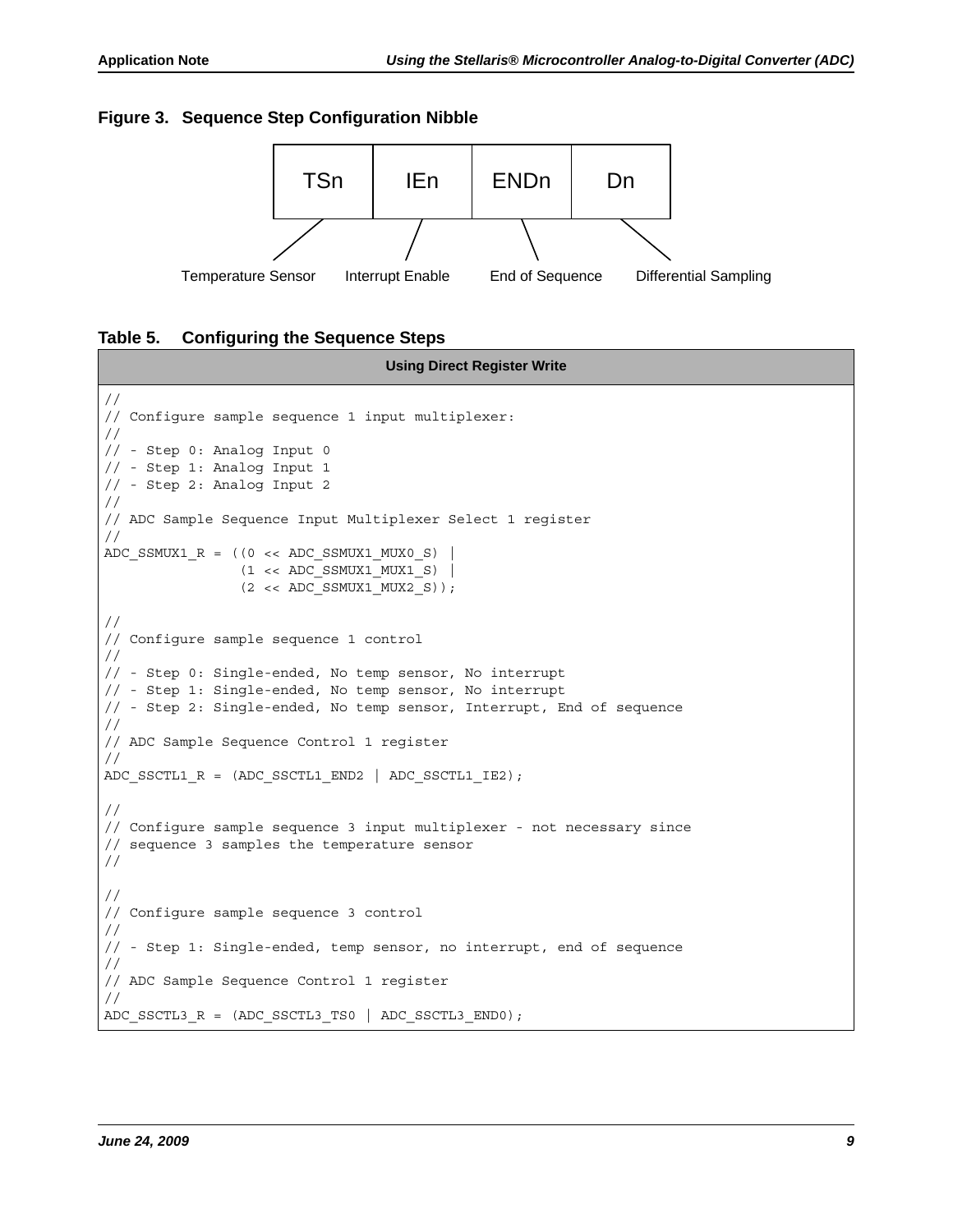**Figure 3. Sequence Step Configuration Nibble**

| TSn | IEn | ENDn | Dn |
|---|---|---|---|
| Temperature Sensor | Interrupt Enable | End of Sequence | Differential Sampling |

**Table 5. Configuring the Sequence Steps**

**Using Direct Register Write**

```
//
// Configure sample sequence 1 input multiplexer:
//
// - Step 0: Analog Input 0
// - Step 1: Analog Input 1
// - Step 2: Analog Input 2
//
// ADC Sample Sequence Input Multiplexer Select 1 register
//
ADC_SSMUX1_R = ((0 << ADC_SSMUX1_MUX0_S) |
                (1 << ADC_SSMUX1_MUX1_S) |
                (2 << ADC_SSMUX1_MUX2_S));

//
// Configure sample sequence 1 control
//
// - Step 0: Single-ended, No temp sensor, No interrupt
// - Step 1: Single-ended, No temp sensor, No interrupt
// - Step 2: Single-ended, No temp sensor, Interrupt, End of sequence
//
// ADC Sample Sequence Control 1 register
//
ADC_SSCTL1_R = (ADC_SSCTL1_END2 | ADC_SSCTL1_IE2);

//
// Configure sample sequence 3 input multiplexer - not necessary since
// sequence 3 samples the temperature sensor
//

//
// Configure sample sequence 3 control
//
// - Step 1: Single-ended, temp sensor, no interrupt, end of sequence
//
// ADC Sample Sequence Control 1 register
//
ADC_SSCTL3_R = (ADC_SSCTL3_TS0 | ADC_SSCTL3_END0);
```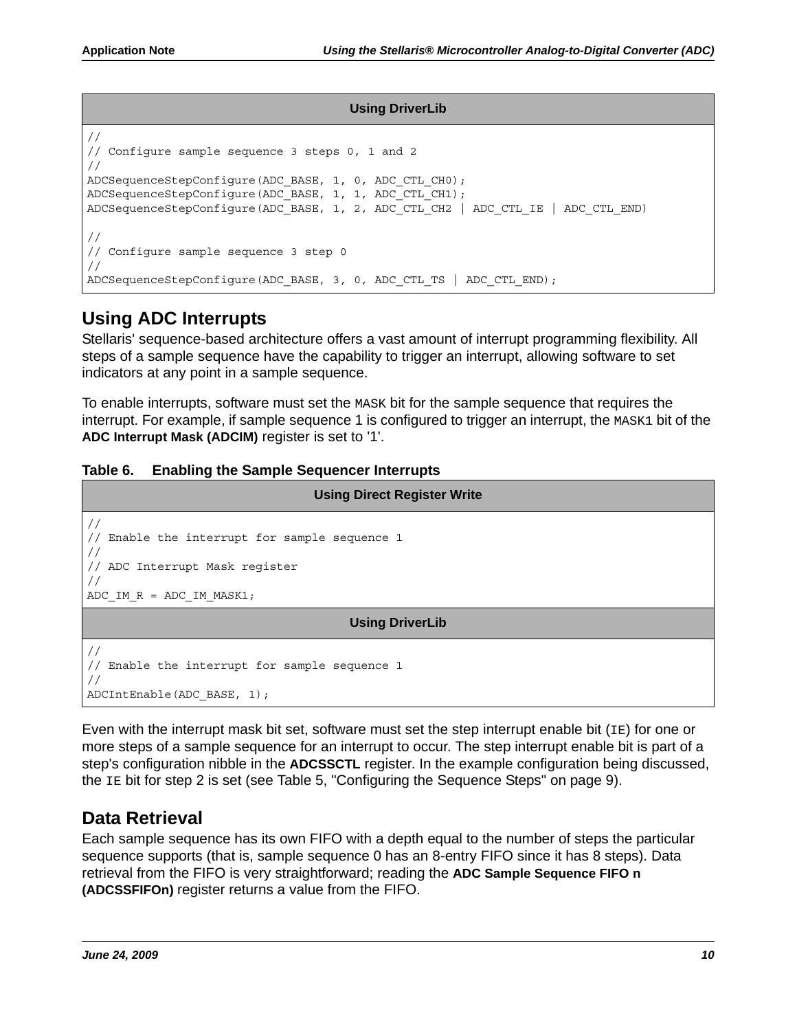**Using DriverLib**

```
//
// Configure sample sequence 3 steps 0, 1 and 2
//
ADCSequenceStepConfigure(ADC_BASE, 1, 0, ADC_CTL_CH0);
ADCSequenceStepConfigure(ADC_BASE, 1, 1, ADC_CTL_CH1);
ADCSequenceStepConfigure(ADC_BASE, 1, 2, ADC_CTL_CH2 | ADC_CTL_IE | ADC_CTL_END)

//
// Configure sample sequence 3 step 0
//
ADCSequenceStepConfigure(ADC_BASE, 3, 0, ADC_CTL_TS | ADC_CTL_END);
```

## Using ADC Interrupts

Stellaris' sequence-based architecture offers a vast amount of interrupt programming flexibility. All steps of a sample sequence have the capability to trigger an interrupt, allowing software to set indicators at any point in a sample sequence.

To enable interrupts, software must set the `MASK` bit for the sample sequence that requires the interrupt. For example, if sample sequence 1 is configured to trigger an interrupt, the `MASK1` bit of the **ADC Interrupt Mask (ADCIM)** register is set to '1'.

**Table 6. Enabling the Sample Sequencer Interrupts**

**Using Direct Register Write**

```
//
// Enable the interrupt for sample sequence 1
//
// ADC Interrupt Mask register
//
ADC_IM_R = ADC_IM_MASK1;
```

**Using DriverLib**

```
//
// Enable the interrupt for sample sequence 1
//
ADCIntEnable(ADC_BASE, 1);
```

Even with the interrupt mask bit set, software must set the step interrupt enable bit (`IE`) for one or more steps of a sample sequence for an interrupt to occur. The step interrupt enable bit is part of a step's configuration nibble in the **ADCSSCTL** register. In the example configuration being discussed, the `IE` bit for step 2 is set (see Table 5, "Configuring the Sequence Steps" on page 9).

## Data Retrieval

Each sample sequence has its own FIFO with a depth equal to the number of steps the particular sequence supports (that is, sample sequence 0 has an 8-entry FIFO since it has 8 steps). Data retrieval from the FIFO is very straightforward; reading the **ADC Sample Sequence FIFO n (ADCSSFIFOn)** register returns a value from the FIFO.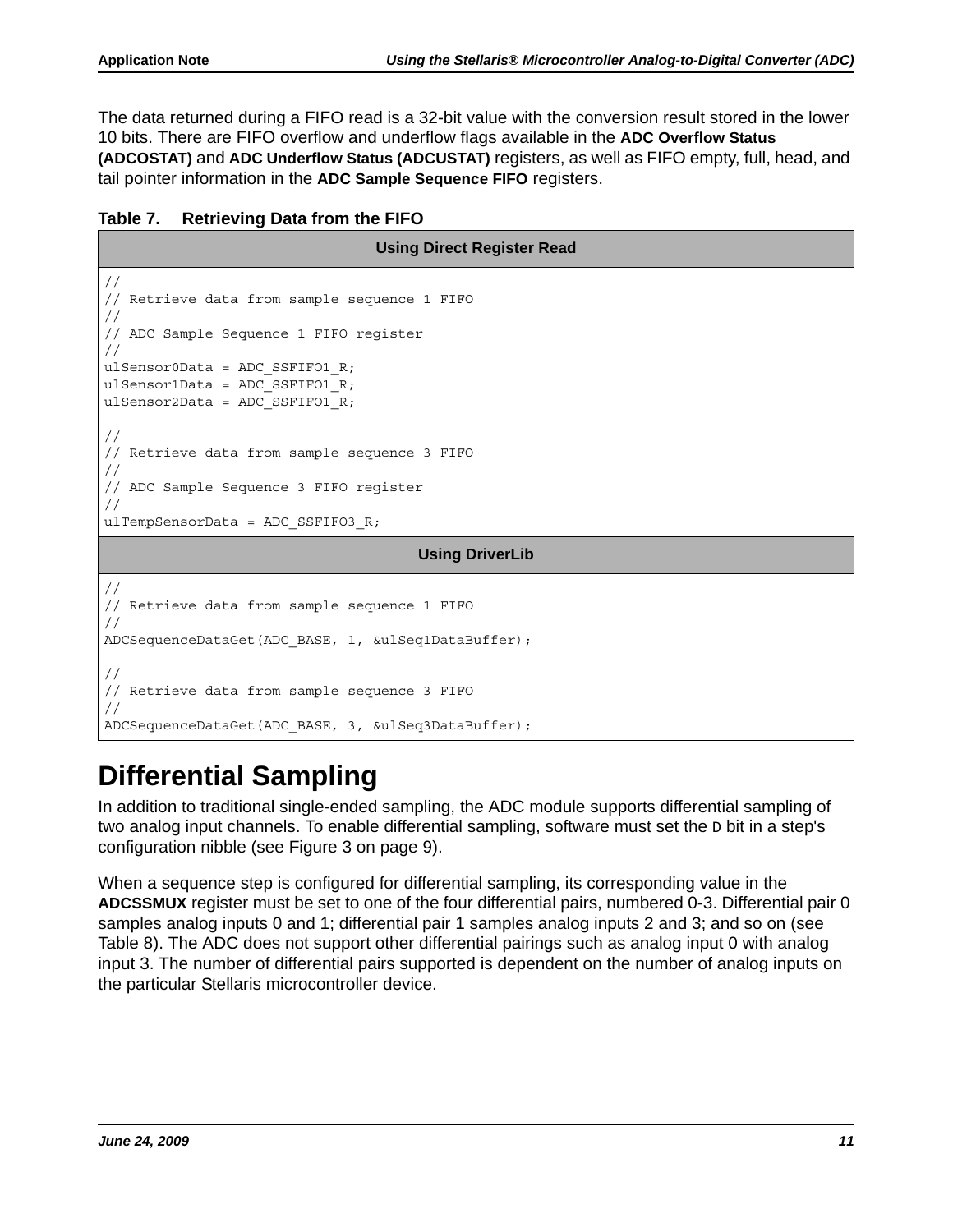The data returned during a FIFO read is a 32-bit value with the conversion result stored in the lower 10 bits. There are FIFO overflow and underflow flags available in the **ADC Overflow Status (ADCOSTAT)** and **ADC Underflow Status (ADCUSTAT)** registers, as well as FIFO empty, full, head, and tail pointer information in the **ADC Sample Sequence FIFO** registers.

**Table 7. Retrieving Data from the FIFO**

**Using Direct Register Read**

```
//
// Retrieve data from sample sequence 1 FIFO
//
// ADC Sample Sequence 1 FIFO register
//
ulSensor0Data = ADC_SSFIFO1_R;
ulSensor1Data = ADC_SSFIFO1_R;
ulSensor2Data = ADC_SSFIFO1_R;

//
// Retrieve data from sample sequence 3 FIFO
//
// ADC Sample Sequence 3 FIFO register
//
ulTempSensorData = ADC_SSFIFO3_R;
```

**Using DriverLib**

```
//
// Retrieve data from sample sequence 1 FIFO
//
ADCSequenceDataGet(ADC_BASE, 1, &ulSeq1DataBuffer);

//
// Retrieve data from sample sequence 3 FIFO
//
ADCSequenceDataGet(ADC_BASE, 3, &ulSeq3DataBuffer);
```

# Differential Sampling

In addition to traditional single-ended sampling, the ADC module supports differential sampling of two analog input channels. To enable differential sampling, software must set the `D` bit in a step's configuration nibble (see Figure 3 on page 9).

When a sequence step is configured for differential sampling, its corresponding value in the **ADCSSMUX** register must be set to one of the four differential pairs, numbered 0-3. Differential pair 0 samples analog inputs 0 and 1; differential pair 1 samples analog inputs 2 and 3; and so on (see Table 8). The ADC does not support other differential pairings such as analog input 0 with analog input 3. The number of differential pairs supported is dependent on the number of analog inputs on the particular Stellaris microcontroller device.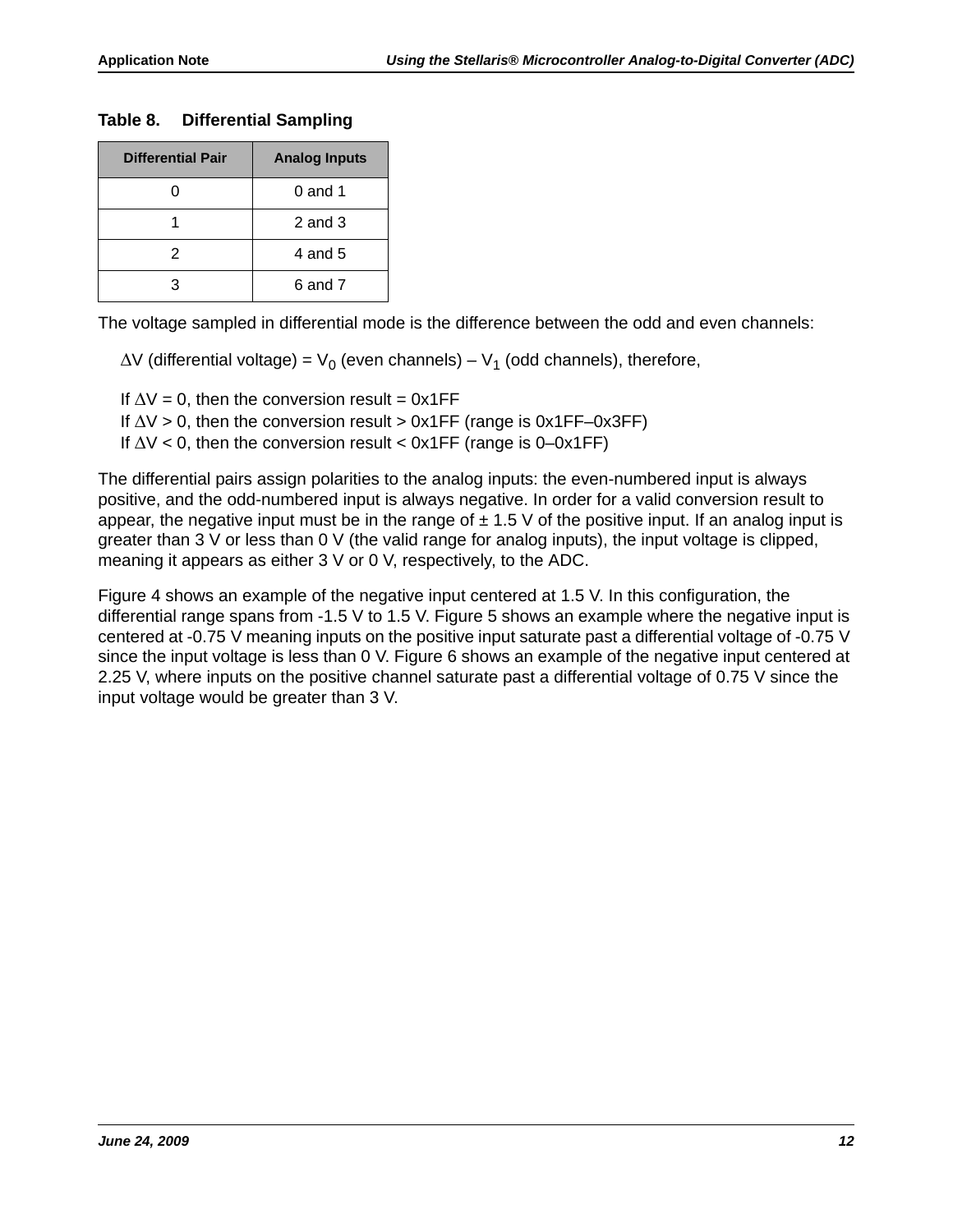**Table 8. Differential Sampling**

| Differential Pair | Analog Inputs |
|---|---|
| 0 | 0 and 1 |
| 1 | 2 and 3 |
| 2 | 4 and 5 |
| 3 | 6 and 7 |

The voltage sampled in differential mode is the difference between the odd and even channels:

$\Delta$V (differential voltage) = $V_0$ (even channels) – $V_1$ (odd channels), therefore,

If $\Delta V = 0$, then the conversion result = 0x1FF
If $\Delta V > 0$, then the conversion result > 0x1FF (range is 0x1FF–0x3FF)
If $\Delta V < 0$, then the conversion result < 0x1FF (range is 0–0x1FF)

The differential pairs assign polarities to the analog inputs: the even-numbered input is always positive, and the odd-numbered input is always negative. In order for a valid conversion result to appear, the negative input must be in the range of ± 1.5 V of the positive input. If an analog input is greater than 3 V or less than 0 V (the valid range for analog inputs), the input voltage is clipped, meaning it appears as either 3 V or 0 V, respectively, to the ADC.

Figure 4 shows an example of the negative input centered at 1.5 V. In this configuration, the differential range spans from -1.5 V to 1.5 V. Figure 5 shows an example where the negative input is centered at -0.75 V meaning inputs on the positive input saturate past a differential voltage of -0.75 V since the input voltage is less than 0 V. Figure 6 shows an example of the negative input centered at 2.25 V, where inputs on the positive channel saturate past a differential voltage of 0.75 V since the input voltage would be greater than 3 V.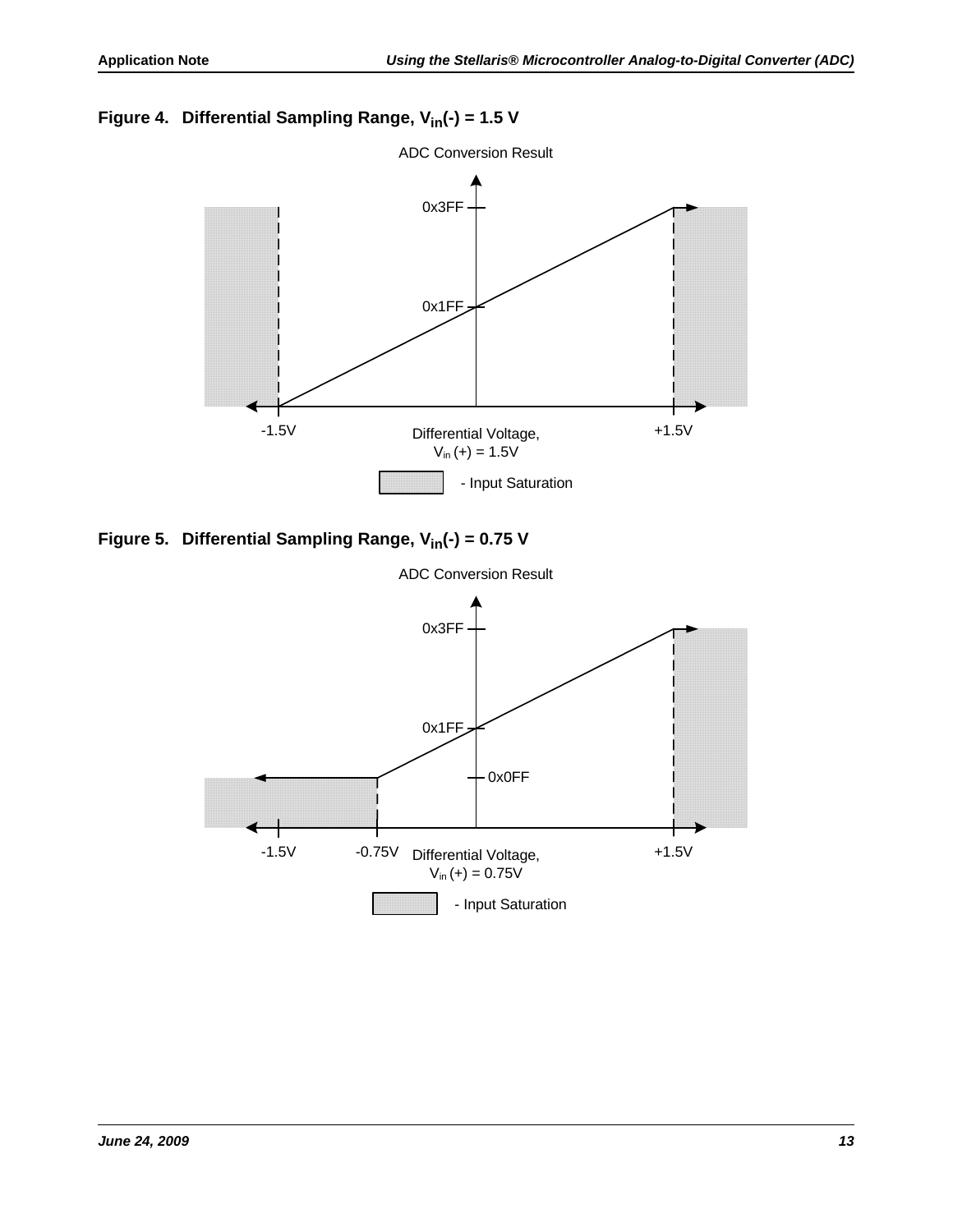**Figure 4. Differential Sampling Range, $V_{in}(-)$ = 1.5 V**

ADC Conversion Result

0x3FF

0x1FF

-1.5V

Differential Voltage, $V_{in}(+)$ = 1.5V

+1.5V

- Input Saturation

**Figure 5. Differential Sampling Range, $V_{in}(-)$ = 0.75 V**

ADC Conversion Result

0x3FF

0x1FF

0x0FF

-1.5V

-0.75V

Differential Voltage, $V_{in}(+)$ = 0.75V

+1.5V

- Input Saturation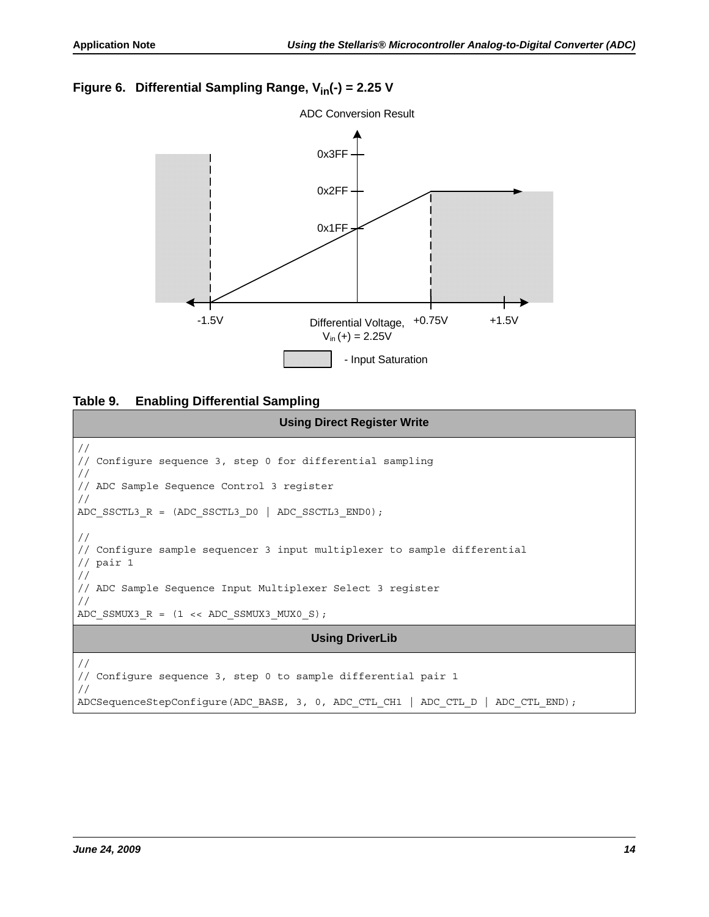**Figure 6. Differential Sampling Range, $V_{in}(-)$ = 2.25 V**

ADC Conversion Result

0x3FF

0x2FF

0x1FF

-1.5V Differential Voltage, $V_{in}(+)$ = 2.25V +0.75V +1.5V

- Input Saturation

**Table 9. Enabling Differential Sampling**

**Using Direct Register Write**

```
//
// Configure sequence 3, step 0 for differential sampling
//
// ADC Sample Sequence Control 3 register
//
ADC_SSCTL3_R = (ADC_SSCTL3_D0 | ADC_SSCTL3_END0);

//
// Configure sample sequencer 3 input multiplexer to sample differential
// pair 1
//
// ADC Sample Sequence Input Multiplexer Select 3 register
//
ADC_SSMUX3_R = (1 << ADC_SSMUX3_MUX0_S);
```

**Using DriverLib**

```
//
// Configure sequence 3, step 0 to sample differential pair 1
//
ADCSequenceStepConfigure(ADC_BASE, 3, 0, ADC_CTL_CH1 | ADC_CTL_D | ADC_CTL_END);
```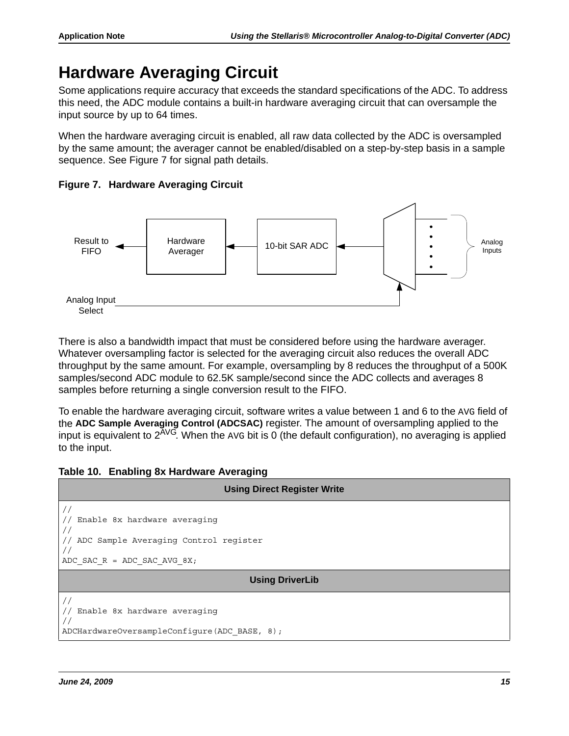# Hardware Averaging Circuit

Some applications require accuracy that exceeds the standard specifications of the ADC. To address this need, the ADC module contains a built-in hardware averaging circuit that can oversample the input source by up to 64 times.

When the hardware averaging circuit is enabled, all raw data collected by the ADC is oversampled by the same amount; the averager cannot be enabled/disabled on a step-by-step basis in a sample sequence. See Figure 7 for signal path details.

**Figure 7. Hardware Averaging Circuit**

There is also a bandwidth impact that must be considered before using the hardware averager. Whatever oversampling factor is selected for the averaging circuit also reduces the overall ADC throughput by the same amount. For example, oversampling by 8 reduces the throughput of a 500K samples/second ADC module to 62.5K sample/second since the ADC collects and averages 8 samples before returning a single conversion result to the FIFO.

To enable the hardware averaging circuit, software writes a value between 1 and 6 to the `AVG` field of the **ADC Sample Averaging Control (ADCSAC)** register. The amount of oversampling applied to the input is equivalent to $2^{AVG}$. When the `AVG` bit is 0 (the default configuration), no averaging is applied to the input.

**Table 10. Enabling 8x Hardware Averaging**

**Using Direct Register Write**

```
//
// Enable 8x hardware averaging
//
// ADC Sample Averaging Control register
//
ADC_SAC_R = ADC_SAC_AVG_8X;
```

**Using DriverLib**

```
//
// Enable 8x hardware averaging
//
ADCHardwareOversampleConfigure(ADC_BASE, 8);
```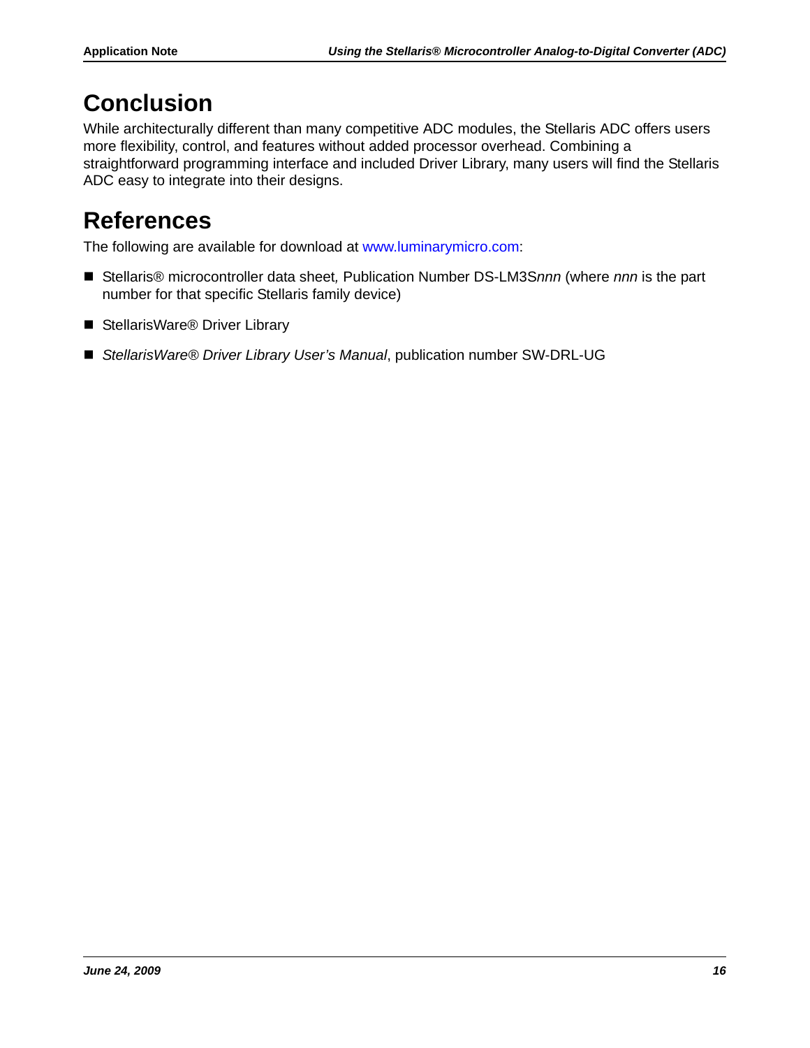# Conclusion

While architecturally different than many competitive ADC modules, the Stellaris ADC offers users more flexibility, control, and features without added processor overhead. Combining a straightforward programming interface and included Driver Library, many users will find the Stellaris ADC easy to integrate into their designs.

# References

The following are available for download at www.luminarymicro.com:

- Stellaris® microcontroller data sheet*,* Publication Number DS-LM3S*nnn* (where *nnn* is the part number for that specific Stellaris family device)
- StellarisWare® Driver Library
- *StellarisWare® Driver Library User's Manual*, publication number SW-DRL-UG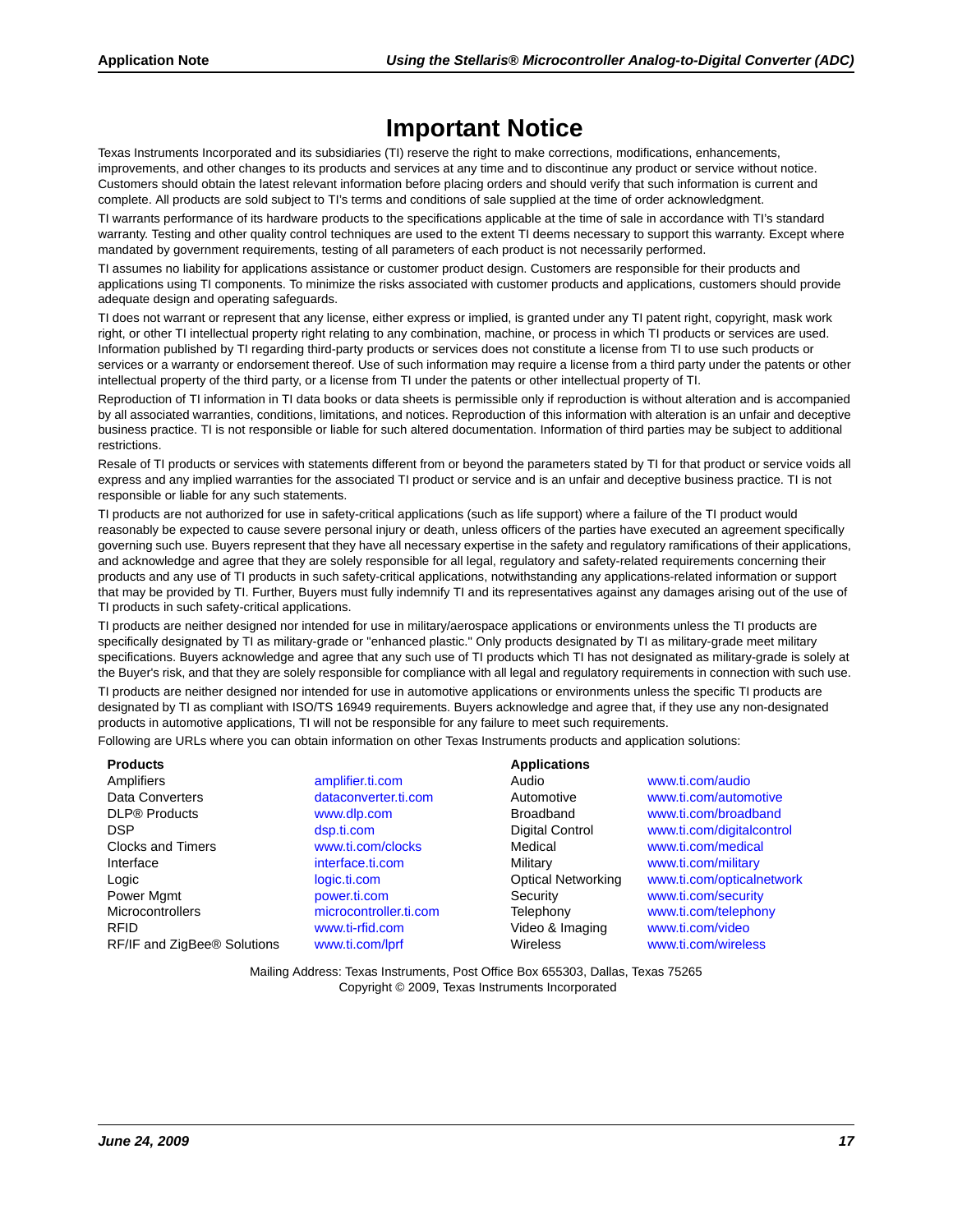# Important Notice

Texas Instruments Incorporated and its subsidiaries (TI) reserve the right to make corrections, modifications, enhancements, improvements, and other changes to its products and services at any time and to discontinue any product or service without notice. Customers should obtain the latest relevant information before placing orders and should verify that such information is current and complete. All products are sold subject to TI's terms and conditions of sale supplied at the time of order acknowledgment.

TI warrants performance of its hardware products to the specifications applicable at the time of sale in accordance with TI's standard warranty. Testing and other quality control techniques are used to the extent TI deems necessary to support this warranty. Except where mandated by government requirements, testing of all parameters of each product is not necessarily performed.

TI assumes no liability for applications assistance or customer product design. Customers are responsible for their products and applications using TI components. To minimize the risks associated with customer products and applications, customers should provide adequate design and operating safeguards.

TI does not warrant or represent that any license, either express or implied, is granted under any TI patent right, copyright, mask work right, or other TI intellectual property right relating to any combination, machine, or process in which TI products or services are used. Information published by TI regarding third-party products or services does not constitute a license from TI to use such products or services or a warranty or endorsement thereof. Use of such information may require a license from a third party under the patents or other intellectual property of the third party, or a license from TI under the patents or other intellectual property of TI.

Reproduction of TI information in TI data books or data sheets is permissible only if reproduction is without alteration and is accompanied by all associated warranties, conditions, limitations, and notices. Reproduction of this information with alteration is an unfair and deceptive business practice. TI is not responsible or liable for such altered documentation. Information of third parties may be subject to additional restrictions.

Resale of TI products or services with statements different from or beyond the parameters stated by TI for that product or service voids all express and any implied warranties for the associated TI product or service and is an unfair and deceptive business practice. TI is not responsible or liable for any such statements.

TI products are not authorized for use in safety-critical applications (such as life support) where a failure of the TI product would reasonably be expected to cause severe personal injury or death, unless officers of the parties have executed an agreement specifically governing such use. Buyers represent that they have all necessary expertise in the safety and regulatory ramifications of their applications, and acknowledge and agree that they are solely responsible for all legal, regulatory and safety-related requirements concerning their products and any use of TI products in such safety-critical applications, notwithstanding any applications-related information or support that may be provided by TI. Further, Buyers must fully indemnify TI and its representatives against any damages arising out of the use of TI products in such safety-critical applications.

TI products are neither designed nor intended for use in military/aerospace applications or environments unless the TI products are specifically designated by TI as military-grade or "enhanced plastic." Only products designated by TI as military-grade meet military specifications. Buyers acknowledge and agree that any such use of TI products which TI has not designated as military-grade is solely at the Buyer's risk, and that they are solely responsible for compliance with all legal and regulatory requirements in connection with such use.

TI products are neither designed nor intended for use in automotive applications or environments unless the specific TI products are designated by TI as compliant with ISO/TS 16949 requirements. Buyers acknowledge and agree that, if they use any non-designated products in automotive applications, TI will not be responsible for any failure to meet such requirements.

Following are URLs where you can obtain information on other Texas Instruments products and application solutions:

| **Products** | | **Applications** | |
|---|---|---|---|
| Amplifiers | amplifier.ti.com | Audio | www.ti.com/audio |
| Data Converters | dataconverter.ti.com | Automotive | www.ti.com/automotive |
| DLP® Products | www.dlp.com | Broadband | www.ti.com/broadband |
| DSP | dsp.ti.com | Digital Control | www.ti.com/digitalcontrol |
| Clocks and Timers | www.ti.com/clocks | Medical | www.ti.com/medical |
| Interface | interface.ti.com | Military | www.ti.com/military |
| Logic | logic.ti.com | Optical Networking | www.ti.com/opticalnetwork |
| Power Mgmt | power.ti.com | Security | www.ti.com/security |
| Microcontrollers | microcontroller.ti.com | Telephony | www.ti.com/telephony |
| RFID | www.ti-rfid.com | Video & Imaging | www.ti.com/video |
| RF/IF and ZigBee® Solutions | www.ti.com/lprf | Wireless | www.ti.com/wireless |

Mailing Address: Texas Instruments, Post Office Box 655303, Dallas, Texas 75265
Copyright © 2009, Texas Instruments Incorporated